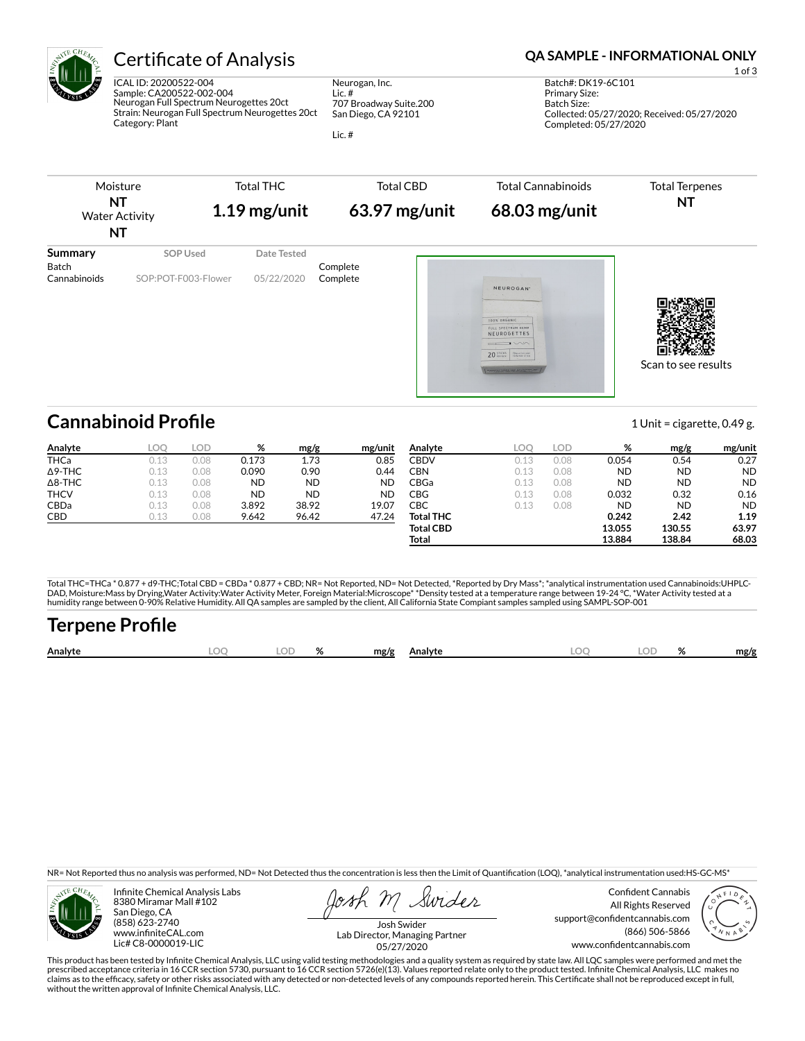# Certificate of Analysis

**QA SAMPLE - INFORMATIONAL ONLY**

ICAL ID: 20200522-004
Sample: CA200522-002-004
Neurogan Full Spectrum Neurogettes 20ct
Strain: Neurogan Full Spectrum Neurogettes 20ct
Category: Plant

Neurogan, Inc.
Lic. #
707 Broadway Suite.200
San Diego, CA 92101

Lic. #

Batch#: DK19-6C101
Primary Size:
Batch Size:
Collected: 05/27/2020; Received: 05/27/2020
Completed: 05/27/2020

| Moisture | Total THC | Total CBD | Total Cannabinoids | Total Terpenes |
|---|---|---|---|---|
| NT<br>Water Activity<br>NT | 1.19 mg/unit | 63.97 mg/unit | 68.03 mg/unit | NT |

| Summary | SOP Used | Date Tested | |
|---|---|---|---|
| Batch | | | Complete |
| Cannabinoids | SOP:POT-F003-Flower | 05/22/2020 | Complete |

Scan to see results

## Cannabinoid Profile

1 Unit = cigarette, 0.49 g.

| Analyte | LOQ | LOD | % | mg/g | mg/unit |
|---|---|---|---|---|---|
| THCa | 0.13 | 0.08 | 0.173 | 1.73 | 0.85 |
| Δ9-THC | 0.13 | 0.08 | 0.090 | 0.90 | 0.44 |
| Δ8-THC | 0.13 | 0.08 | ND | ND | ND |
| THCV | 0.13 | 0.08 | ND | ND | ND |
| CBDa | 0.13 | 0.08 | 3.892 | 38.92 | 19.07 |
| CBD | 0.13 | 0.08 | 9.642 | 96.42 | 47.24 |
| CBDV | 0.13 | 0.08 | 0.054 | 0.54 | 0.27 |
| CBN | 0.13 | 0.08 | ND | ND | ND |
| CBGa | 0.13 | 0.08 | ND | ND | ND |
| CBG | 0.13 | 0.08 | 0.032 | 0.32 | 0.16 |
| CBC | 0.13 | 0.08 | ND | ND | ND |
| **Total THC** | | | **0.242** | **2.42** | **1.19** |
| **Total CBD** | | | **13.055** | **130.55** | **63.97** |
| **Total** | | | **13.884** | **138.84** | **68.03** |

Total THC=THCa * 0.877 + d9-THC;Total CBD = CBDa * 0.877 + CBD; NR= Not Reported, ND= Not Detected, *Reported by Dry Mass*; *analytical instrumentation used Cannabinoids:UHPLC-DAD, Moisture:Mass by Drying,Water Activity:Water Activity Meter, Foreign Material:Microscope* *Density tested at a temperature range between 19-24 °C, *Water Activity tested at a humidity range between 0-90% Relative Humidity. All QA samples are sampled by the client, All California State Compiant samples sampled using SAMPL-SOP-001

## Terpene Profile

| Analyte | LOQ | LOD | % | mg/g | Analyte | LOQ | LOD | % | mg/g |
|---|---|---|---|---|---|---|---|---|---|

NR= Not Reported thus no analysis was performed, ND= Not Detected thus the concentration is less then the Limit of Quantification (LOQ), *analytical instrumentation used:HS-GC-MS*

Infinite Chemical Analysis Labs
8380 Miramar Mall #102
San Diego, CA
(858) 623-2740
www.infiniteCAL.com
Lic# C8-0000019-LIC

Josh Swider
Lab Director, Managing Partner
05/27/2020

Confident Cannabis
All Rights Reserved
support@confidentcannabis.com
(866) 506-5866
www.confidentcannabis.com

This product has been tested by Infinite Chemical Analysis, LLC using valid testing methodologies and a quality system as required by state law. All LQC samples were performed and met the prescribed acceptance criteria in 16 CCR section 5730, pursuant to 16 CCR section 5726(e)(13). Values reported relate only to the product tested. Infinite Chemical Analysis, LLC makes no claims as to the efficacy, safety or other risks associated with any detected or non-detected levels of any compounds reported herein. This Certificate shall not be reproduced except in full, without the written approval of Infinite Chemical Analysis, LLC.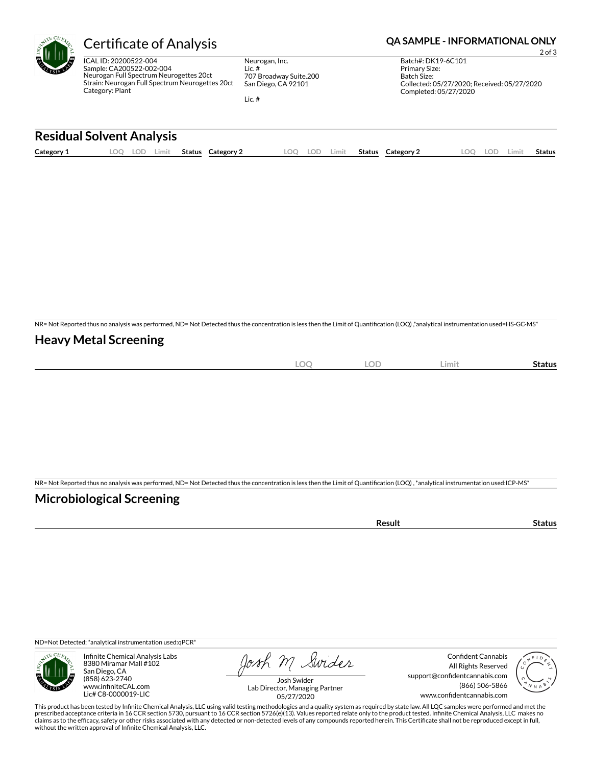# Certificate of Analysis

**QA SAMPLE - INFORMATIONAL ONLY**

ICAL ID: 20200522-004
Sample: CA200522-002-004
Neurogan Full Spectrum Neurogettes 20ct
Strain: Neurogan Full Spectrum Neurogettes 20ct
Category: Plant

Neurogan, Inc.
Lic. #
707 Broadway Suite.200
San Diego, CA 92101

Lic. #

Batch#: DK19-6C101
Primary Size:
Batch Size:
Collected: 05/27/2020; Received: 05/27/2020
Completed: 05/27/2020

## Residual Solvent Analysis

| Category 1 | LOQ | LOD | Limit | Status | Category 2 | LOQ | LOD | Limit | Status | Category 2 | LOQ | LOD | Limit | Status |
|---|---|---|---|---|---|---|---|---|---|---|---|---|---|---|

NR= Not Reported thus no analysis was performed, ND= Not Detected thus the concentration is less then the Limit of Quantification (LOQ) ,*analytical instrumentation used=HS-GC-MS*

## Heavy Metal Screening

| | LOQ | LOD | Limit | Status |
|---|---|---|---|---|

NR= Not Reported thus no analysis was performed, ND= Not Detected thus the concentration is less then the Limit of Quantification (LOQ) , *analytical instrumentation used:ICP-MS*

## Microbiological Screening

| | Result | Status |
|---|---|---|

ND=Not Detected; *analytical instrumentation used:qPCR*

Infinite Chemical Analysis Labs
8380 Miramar Mall #102
San Diego, CA
(858) 623-2740
www.infiniteCAL.com
Lic# C8-0000019-LIC

Josh Swider
Lab Director, Managing Partner
05/27/2020

Confident Cannabis
All Rights Reserved
support@confidentcannabis.com
(866) 506-5866
www.confidentcannabis.com

This product has been tested by Infinite Chemical Analysis, LLC using valid testing methodologies and a quality system as required by state law. All LQC samples were performed and met the prescribed acceptance criteria in 16 CCR section 5730, pursuant to 16 CCR section 5726(e)(13). Values reported relate only to the product tested. Infinite Chemical Analysis, LLC makes no claims as to the efficacy, safety or other risks associated with any detected or non-detected levels of any compounds reported herein. This Certificate shall not be reproduced except in full, without the written approval of Infinite Chemical Analysis, LLC.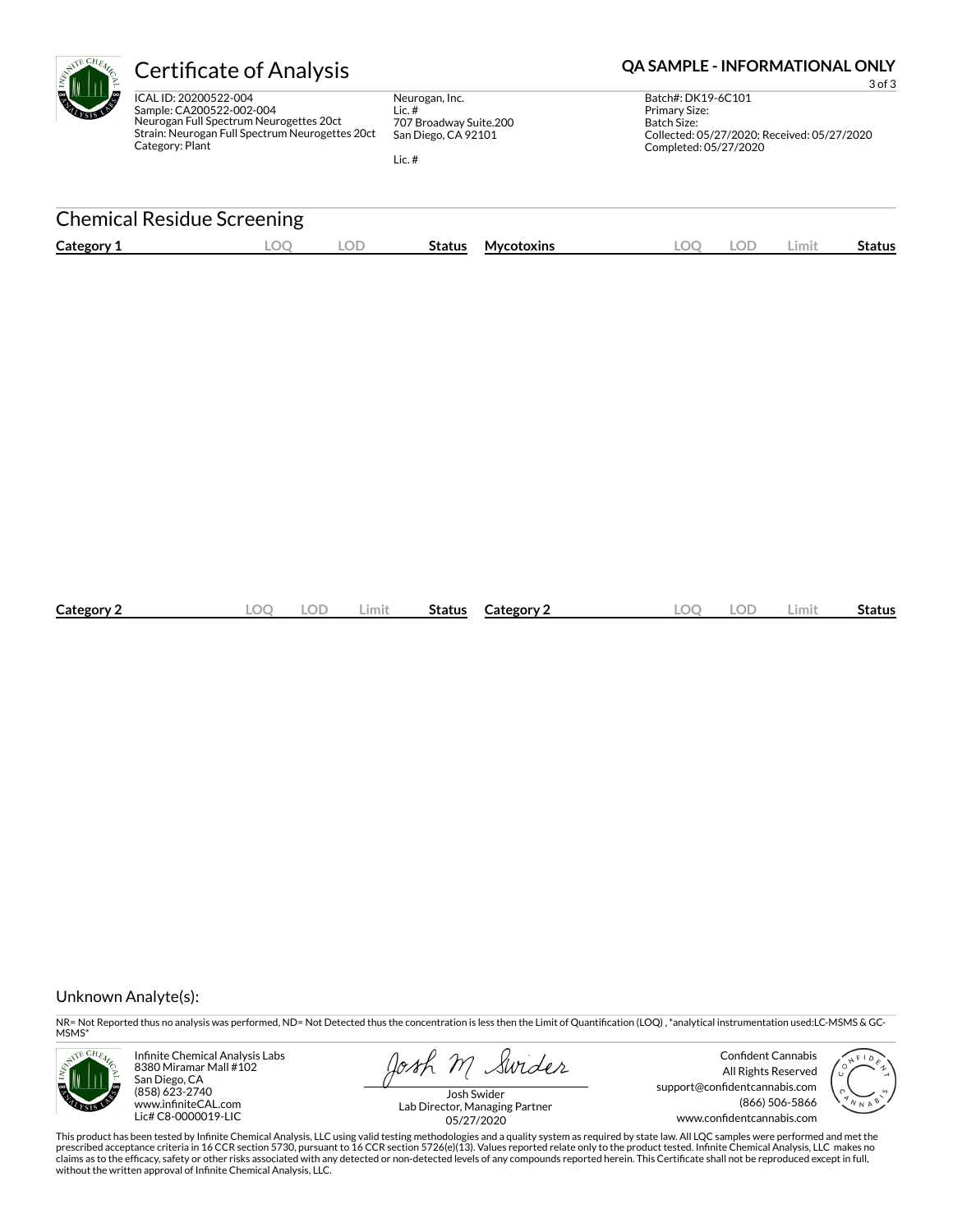# Certificate of Analysis

**QA SAMPLE - INFORMATIONAL ONLY**

ICAL ID: 20200522-004
Sample: CA200522-002-004
Neurogan Full Spectrum Neurogettes 20ct
Strain: Neurogan Full Spectrum Neurogettes 20ct
Category: Plant

Neurogan, Inc.
Lic. #
707 Broadway Suite.200
San Diego, CA 92101

Lic. #

Batch#: DK19-6C101
Primary Size:
Batch Size:
Collected: 05/27/2020; Received: 05/27/2020
Completed: 05/27/2020

## Chemical Residue Screening

| Category 1 | LOQ | LOD | Status |
|---|---|---|---|

| Mycotoxins | LOQ | LOD | Limit | Status |
|---|---|---|---|---|

| Category 2 | LOQ | LOD | Limit | Status |
|---|---|---|---|---|

| Category 2 | LOQ | LOD | Limit | Status |
|---|---|---|---|---|

Unknown Analyte(s):

NR= Not Reported thus no analysis was performed, ND= Not Detected thus the concentration is less then the Limit of Quantification (LOQ) , *analytical instrumentation used:LC-MSMS & GC-MSMS*

Infinite Chemical Analysis Labs
8380 Miramar Mall #102
San Diego, CA
(858) 623-2740
www.infiniteCAL.com
Lic# C8-0000019-LIC

Josh M Swider
Josh Swider
Lab Director, Managing Partner
05/27/2020

Confident Cannabis
All Rights Reserved
support@confidentcannabis.com
(866) 506-5866
www.confidentcannabis.com

This product has been tested by Infinite Chemical Analysis, LLC using valid testing methodologies and a quality system as required by state law. All LQC samples were performed and met the prescribed acceptance criteria in 16 CCR section 5730, pursuant to 16 CCR section 5726(e)(13). Values reported relate only to the product tested. Infinite Chemical Analysis, LLC makes no claims as to the efficacy, safety or other risks associated with any detected or non-detected levels of any compounds reported herein. This Certificate shall not be reproduced except in full, without the written approval of Infinite Chemical Analysis, LLC.